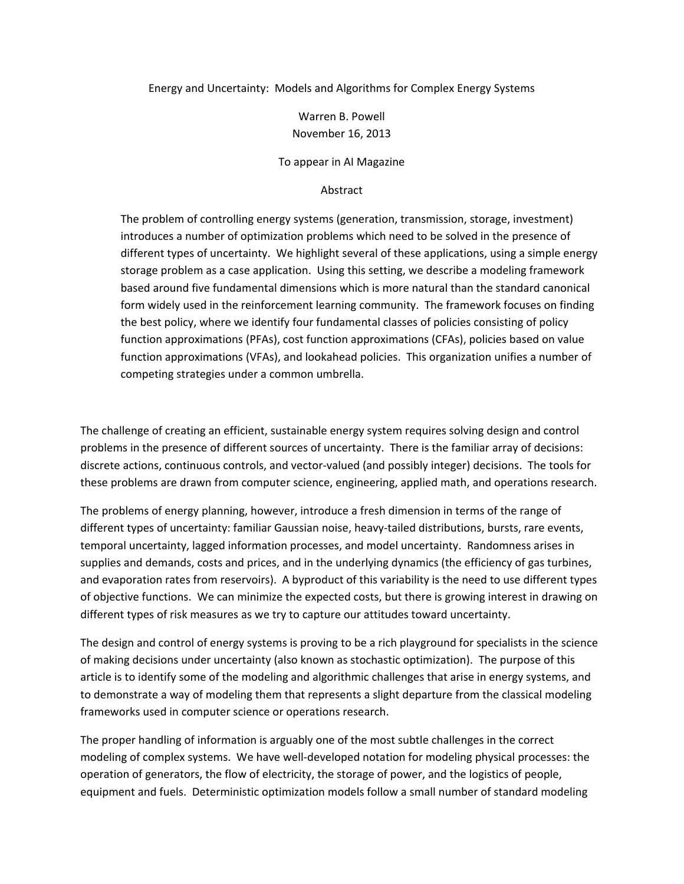# Energy and Uncertainty: Models and Algorithms for Complex Energy Systems

Warren B. Powell
November 16, 2013

To appear in AI Magazine

## Abstract

The problem of controlling energy systems (generation, transmission, storage, investment) introduces a number of optimization problems which need to be solved in the presence of different types of uncertainty. We highlight several of these applications, using a simple energy storage problem as a case application. Using this setting, we describe a modeling framework based around five fundamental dimensions which is more natural than the standard canonical form widely used in the reinforcement learning community. The framework focuses on finding the best policy, where we identify four fundamental classes of policies consisting of policy function approximations (PFAs), cost function approximations (CFAs), policies based on value function approximations (VFAs), and lookahead policies. This organization unifies a number of competing strategies under a common umbrella.

The challenge of creating an efficient, sustainable energy system requires solving design and control problems in the presence of different sources of uncertainty. There is the familiar array of decisions: discrete actions, continuous controls, and vector-valued (and possibly integer) decisions. The tools for these problems are drawn from computer science, engineering, applied math, and operations research.

The problems of energy planning, however, introduce a fresh dimension in terms of the range of different types of uncertainty: familiar Gaussian noise, heavy-tailed distributions, bursts, rare events, temporal uncertainty, lagged information processes, and model uncertainty. Randomness arises in supplies and demands, costs and prices, and in the underlying dynamics (the efficiency of gas turbines, and evaporation rates from reservoirs). A byproduct of this variability is the need to use different types of objective functions. We can minimize the expected costs, but there is growing interest in drawing on different types of risk measures as we try to capture our attitudes toward uncertainty.

The design and control of energy systems is proving to be a rich playground for specialists in the science of making decisions under uncertainty (also known as stochastic optimization). The purpose of this article is to identify some of the modeling and algorithmic challenges that arise in energy systems, and to demonstrate a way of modeling them that represents a slight departure from the classical modeling frameworks used in computer science or operations research.

The proper handling of information is arguably one of the most subtle challenges in the correct modeling of complex systems. We have well-developed notation for modeling physical processes: the operation of generators, the flow of electricity, the storage of power, and the logistics of people, equipment and fuels. Deterministic optimization models follow a small number of standard modeling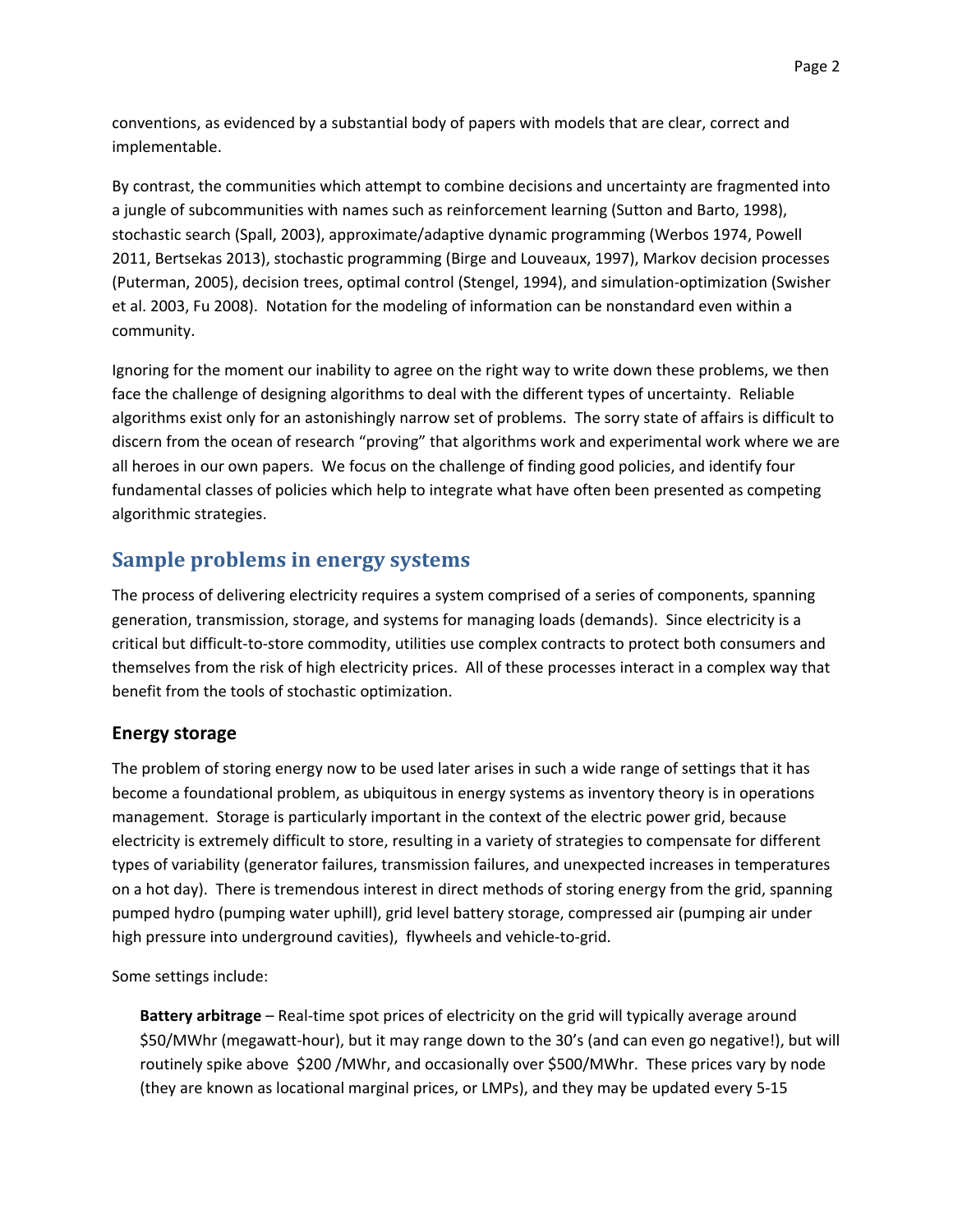conventions, as evidenced by a substantial body of papers with models that are clear, correct and implementable.

By contrast, the communities which attempt to combine decisions and uncertainty are fragmented into a jungle of subcommunities with names such as reinforcement learning (Sutton and Barto, 1998), stochastic search (Spall, 2003), approximate/adaptive dynamic programming (Werbos 1974, Powell 2011, Bertsekas 2013), stochastic programming (Birge and Louveaux, 1997), Markov decision processes (Puterman, 2005), decision trees, optimal control (Stengel, 1994), and simulation-optimization (Swisher et al. 2003, Fu 2008). Notation for the modeling of information can be nonstandard even within a community.

Ignoring for the moment our inability to agree on the right way to write down these problems, we then face the challenge of designing algorithms to deal with the different types of uncertainty. Reliable algorithms exist only for an astonishingly narrow set of problems. The sorry state of affairs is difficult to discern from the ocean of research "proving" that algorithms work and experimental work where we are all heroes in our own papers. We focus on the challenge of finding good policies, and identify four fundamental classes of policies which help to integrate what have often been presented as competing algorithmic strategies.

## Sample problems in energy systems

The process of delivering electricity requires a system comprised of a series of components, spanning generation, transmission, storage, and systems for managing loads (demands). Since electricity is a critical but difficult-to-store commodity, utilities use complex contracts to protect both consumers and themselves from the risk of high electricity prices. All of these processes interact in a complex way that benefit from the tools of stochastic optimization.

### Energy storage

The problem of storing energy now to be used later arises in such a wide range of settings that it has become a foundational problem, as ubiquitous in energy systems as inventory theory is in operations management. Storage is particularly important in the context of the electric power grid, because electricity is extremely difficult to store, resulting in a variety of strategies to compensate for different types of variability (generator failures, transmission failures, and unexpected increases in temperatures on a hot day). There is tremendous interest in direct methods of storing energy from the grid, spanning pumped hydro (pumping water uphill), grid level battery storage, compressed air (pumping air under high pressure into underground cavities), flywheels and vehicle-to-grid.

Some settings include:

**Battery arbitrage** – Real-time spot prices of electricity on the grid will typically average around \$50/MWhr (megawatt-hour), but it may range down to the 30's (and can even go negative!), but will routinely spike above \$200 /MWhr, and occasionally over \$500/MWhr. These prices vary by node (they are known as locational marginal prices, or LMPs), and they may be updated every 5-15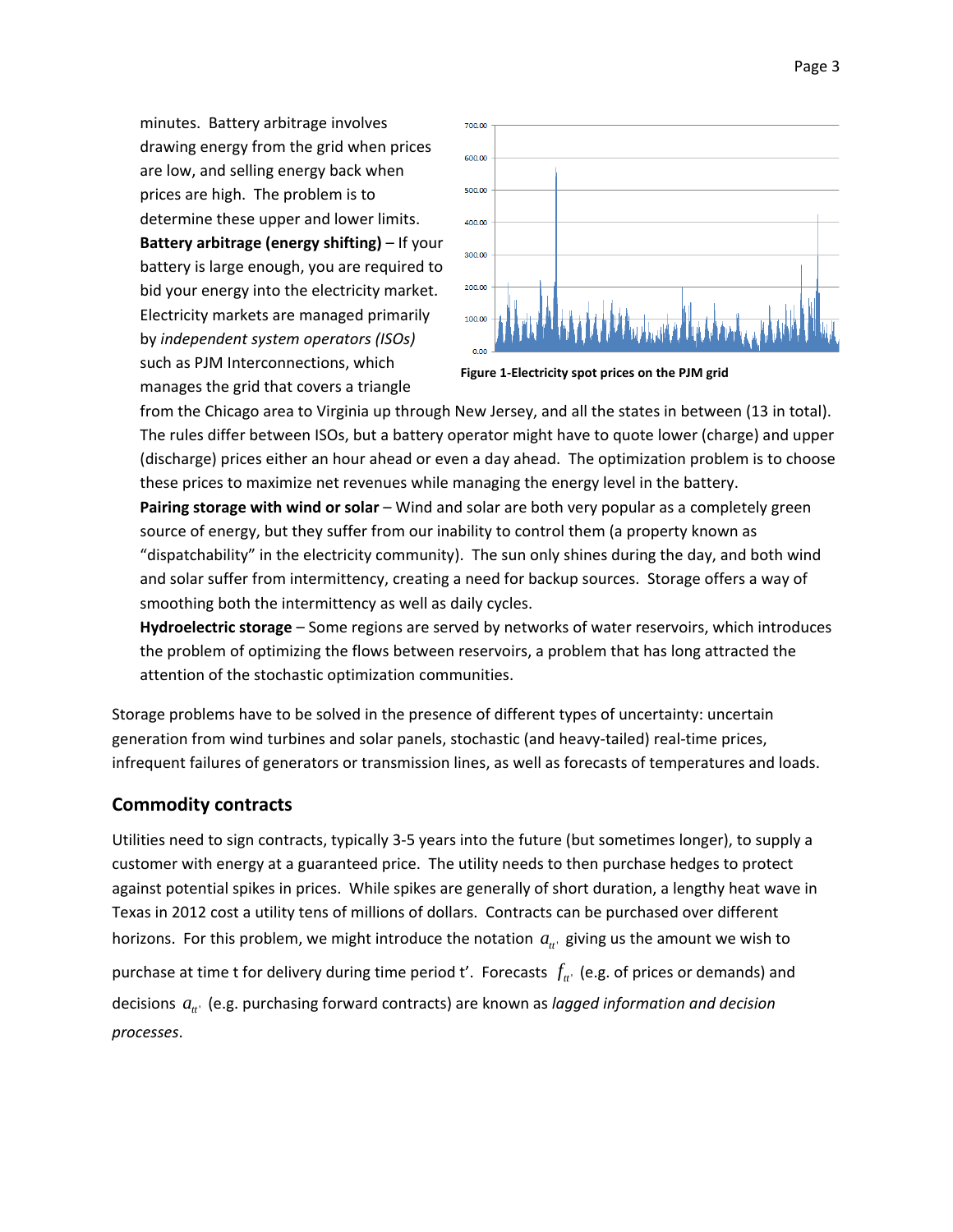minutes. Battery arbitrage involves drawing energy from the grid when prices are low, and selling energy back when prices are high. The problem is to determine these upper and lower limits.

**Battery arbitrage (energy shifting)** – If your battery is large enough, you are required to bid your energy into the electricity market. Electricity markets are managed primarily by *independent system operators (ISOs)* such as PJM Interconnections, which manages the grid that covers a triangle from the Chicago area to Virginia up through New Jersey, and all the states in between (13 in total). The rules differ between ISOs, but a battery operator might have to quote lower (charge) and upper (discharge) prices either an hour ahead or even a day ahead. The optimization problem is to choose these prices to maximize net revenues while managing the energy level in the battery.

Figure 1-Electricity spot prices on the PJM grid

**Pairing storage with wind or solar** – Wind and solar are both very popular as a completely green source of energy, but they suffer from our inability to control them (a property known as "dispatchability" in the electricity community). The sun only shines during the day, and both wind and solar suffer from intermittency, creating a need for backup sources. Storage offers a way of smoothing both the intermittency as well as daily cycles.

**Hydroelectric storage** – Some regions are served by networks of water reservoirs, which introduces the problem of optimizing the flows between reservoirs, a problem that has long attracted the attention of the stochastic optimization communities.

Storage problems have to be solved in the presence of different types of uncertainty: uncertain generation from wind turbines and solar panels, stochastic (and heavy-tailed) real-time prices, infrequent failures of generators or transmission lines, as well as forecasts of temperatures and loads.

## Commodity contracts

Utilities need to sign contracts, typically 3-5 years into the future (but sometimes longer), to supply a customer with energy at a guaranteed price. The utility needs to then purchase hedges to protect against potential spikes in prices. While spikes are generally of short duration, a lengthy heat wave in Texas in 2012 cost a utility tens of millions of dollars. Contracts can be purchased over different horizons. For this problem, we might introduce the notation $a_{tt'}$ giving us the amount we wish to purchase at time t for delivery during time period t'. Forecasts $f_{tt'}$ (e.g. of prices or demands) and decisions $a_{tt'}$ (e.g. purchasing forward contracts) are known as *lagged information and decision processes*.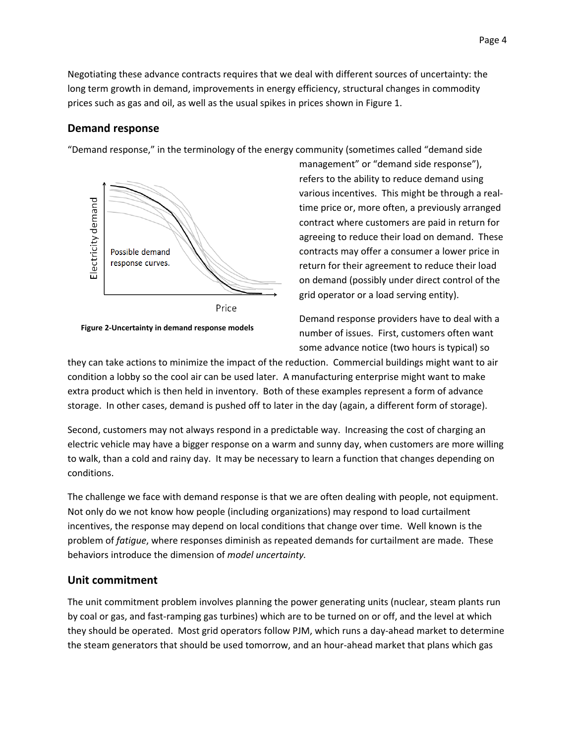Negotiating these advance contracts requires that we deal with different sources of uncertainty: the long term growth in demand, improvements in energy efficiency, structural changes in commodity prices such as gas and oil, as well as the usual spikes in prices shown in Figure 1.

## Demand response

"Demand response," in the terminology of the energy community (sometimes called "demand side management" or "demand side response"), refers to the ability to reduce demand using various incentives. This might be through a real-time price or, more often, a previously arranged contract where customers are paid in return for agreeing to reduce their load on demand. These contracts may offer a consumer a lower price in return for their agreement to reduce their load on demand (possibly under direct control of the grid operator or a load serving entity).

**Figure 2-Uncertainty in demand response models**

Demand response providers have to deal with a number of issues. First, customers often want some advance notice (two hours is typical) so they can take actions to minimize the impact of the reduction. Commercial buildings might want to air condition a lobby so the cool air can be used later. A manufacturing enterprise might want to make extra product which is then held in inventory. Both of these examples represent a form of advance storage. In other cases, demand is pushed off to later in the day (again, a different form of storage).

Second, customers may not always respond in a predictable way. Increasing the cost of charging an electric vehicle may have a bigger response on a warm and sunny day, when customers are more willing to walk, than a cold and rainy day. It may be necessary to learn a function that changes depending on conditions.

The challenge we face with demand response is that we are often dealing with people, not equipment. Not only do we not know how people (including organizations) may respond to load curtailment incentives, the response may depend on local conditions that change over time. Well known is the problem of *fatigue*, where responses diminish as repeated demands for curtailment are made. These behaviors introduce the dimension of *model uncertainty.*

## Unit commitment

The unit commitment problem involves planning the power generating units (nuclear, steam plants run by coal or gas, and fast-ramping gas turbines) which are to be turned on or off, and the level at which they should be operated. Most grid operators follow PJM, which runs a day-ahead market to determine the steam generators that should be used tomorrow, and an hour-ahead market that plans which gas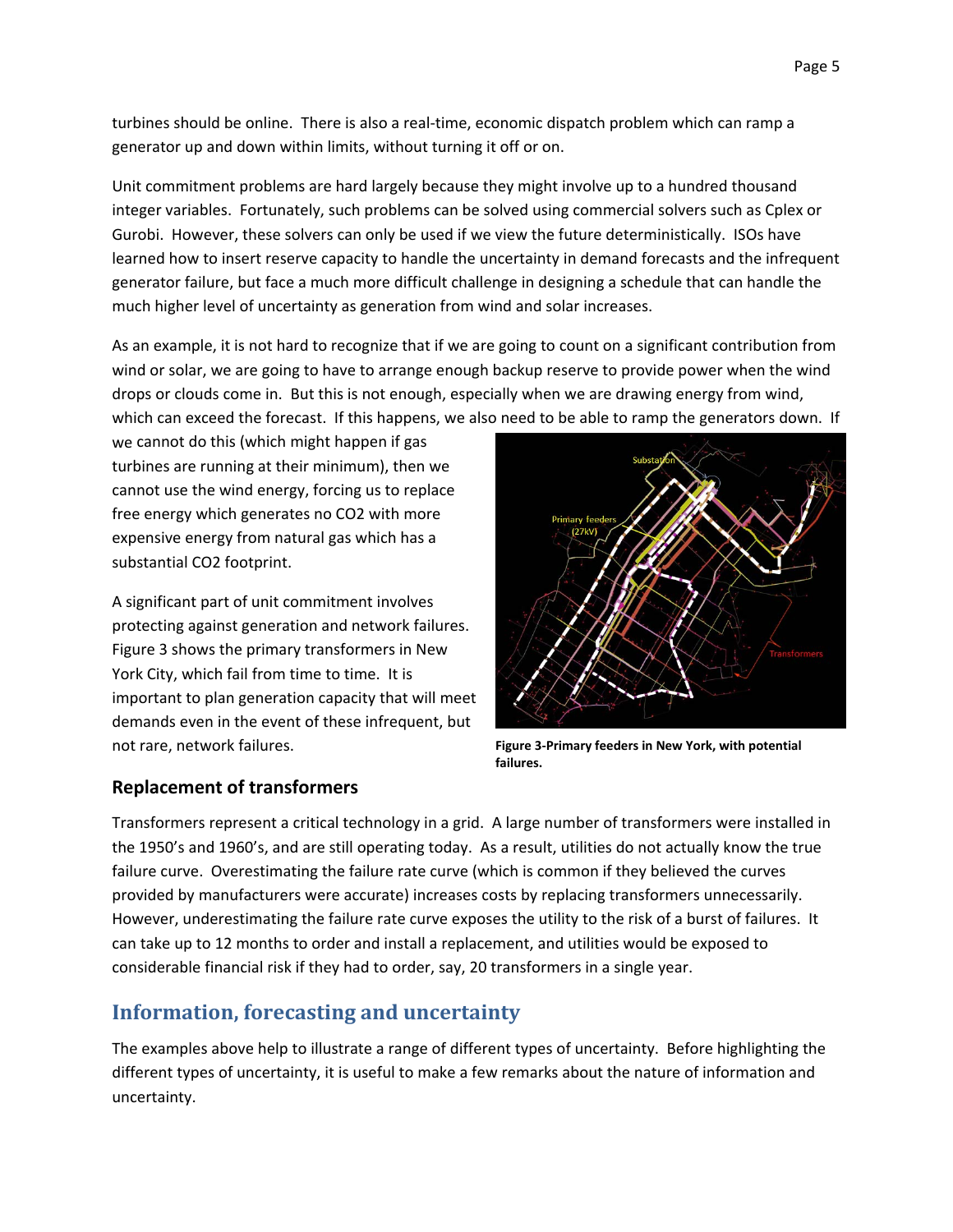turbines should be online. There is also a real-time, economic dispatch problem which can ramp a generator up and down within limits, without turning it off or on.

Unit commitment problems are hard largely because they might involve up to a hundred thousand integer variables. Fortunately, such problems can be solved using commercial solvers such as Cplex or Gurobi. However, these solvers can only be used if we view the future deterministically. ISOs have learned how to insert reserve capacity to handle the uncertainty in demand forecasts and the infrequent generator failure, but face a much more difficult challenge in designing a schedule that can handle the much higher level of uncertainty as generation from wind and solar increases.

As an example, it is not hard to recognize that if we are going to count on a significant contribution from wind or solar, we are going to have to arrange enough backup reserve to provide power when the wind drops or clouds come in. But this is not enough, especially when we are drawing energy from wind, which can exceed the forecast. If this happens, we also need to be able to ramp the generators down. If we cannot do this (which might happen if gas turbines are running at their minimum), then we cannot use the wind energy, forcing us to replace free energy which generates no $CO_2$ with more expensive energy from natural gas which has a substantial $CO_2$ footprint.

A significant part of unit commitment involves protecting against generation and network failures. Figure 3 shows the primary transformers in New York City, which fail from time to time. It is important to plan generation capacity that will meet demands even in the event of these infrequent, but not rare, network failures.

**Figure 3-Primary feeders in New York, with potential failures.**

### Replacement of transformers

Transformers represent a critical technology in a grid. A large number of transformers were installed in the 1950's and 1960's, and are still operating today. As a result, utilities do not actually know the true failure curve. Overestimating the failure rate curve (which is common if they believed the curves provided by manufacturers were accurate) increases costs by replacing transformers unnecessarily. However, underestimating the failure rate curve exposes the utility to the risk of a burst of failures. It can take up to 12 months to order and install a replacement, and utilities would be exposed to considerable financial risk if they had to order, say, 20 transformers in a single year.

## Information, forecasting and uncertainty

The examples above help to illustrate a range of different types of uncertainty. Before highlighting the different types of uncertainty, it is useful to make a few remarks about the nature of information and uncertainty.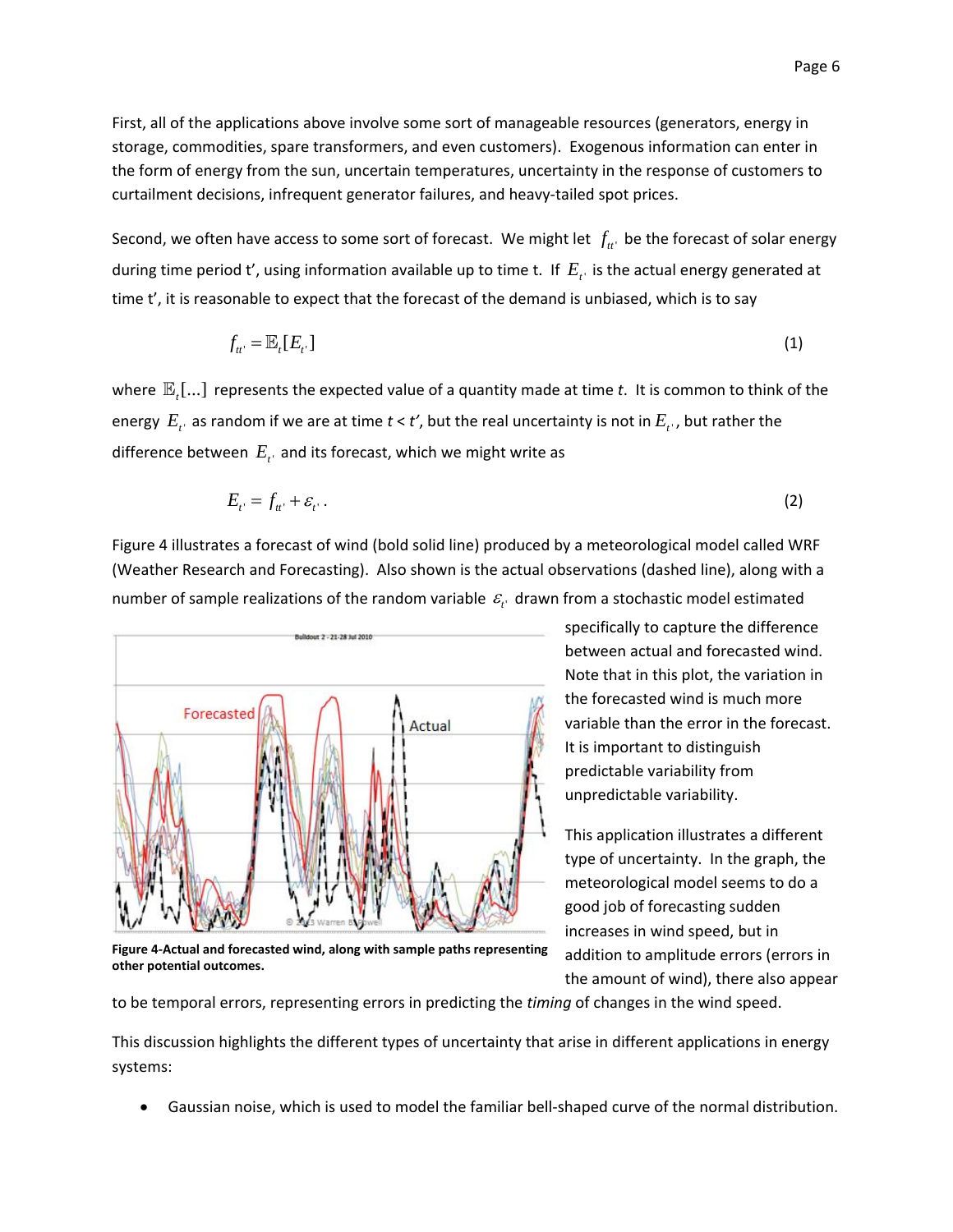First, all of the applications above involve some sort of manageable resources (generators, energy in storage, commodities, spare transformers, and even customers). Exogenous information can enter in the form of energy from the sun, uncertain temperatures, uncertainty in the response of customers to curtailment decisions, infrequent generator failures, and heavy-tailed spot prices.

Second, we often have access to some sort of forecast. We might let $f_{tt'}$ be the forecast of solar energy during time period t', using information available up to time t. If $E_{t'}$ is the actual energy generated at time t', it is reasonable to expect that the forecast of the demand is unbiased, which is to say

$$f_{tt'} = \mathbb{E}_t[E_{t'}] \tag{1}$$

where $\mathbb{E}_t[...]$ represents the expected value of a quantity made at time *t*. It is common to think of the energy $E_{t'}$ as random if we are at time *t* < *t'*, but the real uncertainty is not in $E_{t'}$, but rather the difference between $E_{t'}$ and its forecast, which we might write as

$$E_{t'} = f_{tt'} + \varepsilon_{t'}. \tag{2}$$

Figure 4 illustrates a forecast of wind (bold solid line) produced by a meteorological model called WRF (Weather Research and Forecasting). Also shown is the actual observations (dashed line), along with a number of sample realizations of the random variable $\varepsilon_{t'}$ drawn from a stochastic model estimated specifically to capture the difference between actual and forecasted wind. Note that in this plot, the variation in the forecasted wind is much more variable than the error in the forecast. It is important to distinguish predictable variability from unpredictable variability.

**Figure 4-Actual and forecasted wind, along with sample paths representing other potential outcomes.**

This application illustrates a different type of uncertainty. In the graph, the meteorological model seems to do a good job of forecasting sudden increases in wind speed, but in addition to amplitude errors (errors in the amount of wind), there also appear to be temporal errors, representing errors in predicting the *timing* of changes in the wind speed.

This discussion highlights the different types of uncertainty that arise in different applications in energy systems:

- Gaussian noise, which is used to model the familiar bell-shaped curve of the normal distribution.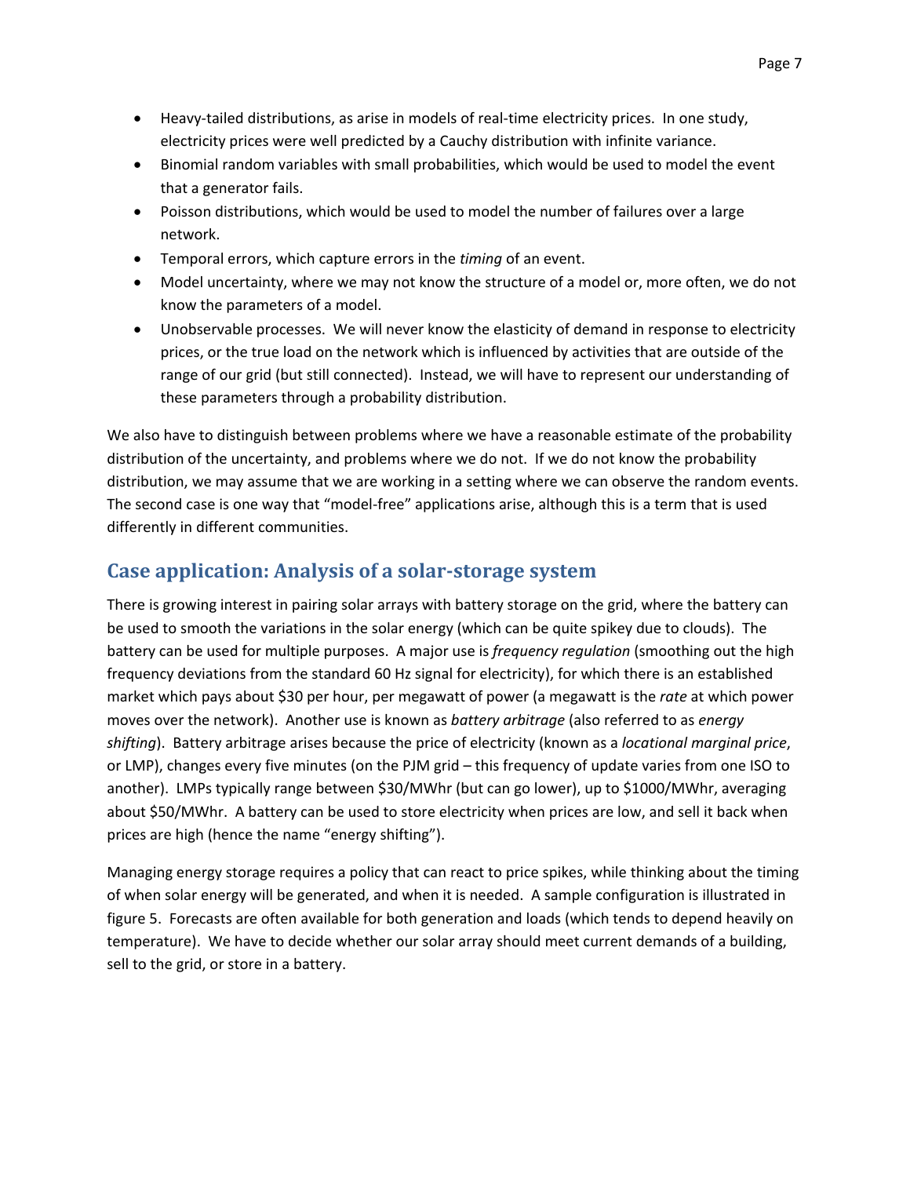- Heavy-tailed distributions, as arise in models of real-time electricity prices. In one study, electricity prices were well predicted by a Cauchy distribution with infinite variance.
- Binomial random variables with small probabilities, which would be used to model the event that a generator fails.
- Poisson distributions, which would be used to model the number of failures over a large network.
- Temporal errors, which capture errors in the *timing* of an event.
- Model uncertainty, where we may not know the structure of a model or, more often, we do not know the parameters of a model.
- Unobservable processes. We will never know the elasticity of demand in response to electricity prices, or the true load on the network which is influenced by activities that are outside of the range of our grid (but still connected). Instead, we will have to represent our understanding of these parameters through a probability distribution.

We also have to distinguish between problems where we have a reasonable estimate of the probability distribution of the uncertainty, and problems where we do not. If we do not know the probability distribution, we may assume that we are working in a setting where we can observe the random events. The second case is one way that "model-free" applications arise, although this is a term that is used differently in different communities.

## Case application: Analysis of a solar-storage system

There is growing interest in pairing solar arrays with battery storage on the grid, where the battery can be used to smooth the variations in the solar energy (which can be quite spikey due to clouds). The battery can be used for multiple purposes. A major use is *frequency regulation* (smoothing out the high frequency deviations from the standard 60 Hz signal for electricity), for which there is an established market which pays about $30 per hour, per megawatt of power (a megawatt is the *rate* at which power moves over the network). Another use is known as *battery arbitrage* (also referred to as *energy shifting*). Battery arbitrage arises because the price of electricity (known as a *locational marginal price*, or LMP), changes every five minutes (on the PJM grid – this frequency of update varies from one ISO to another). LMPs typically range between $30/MWhr (but can go lower), up to $1000/MWhr, averaging about $50/MWhr. A battery can be used to store electricity when prices are low, and sell it back when prices are high (hence the name "energy shifting").

Managing energy storage requires a policy that can react to price spikes, while thinking about the timing of when solar energy will be generated, and when it is needed. A sample configuration is illustrated in figure 5. Forecasts are often available for both generation and loads (which tends to depend heavily on temperature). We have to decide whether our solar array should meet current demands of a building, sell to the grid, or store in a battery.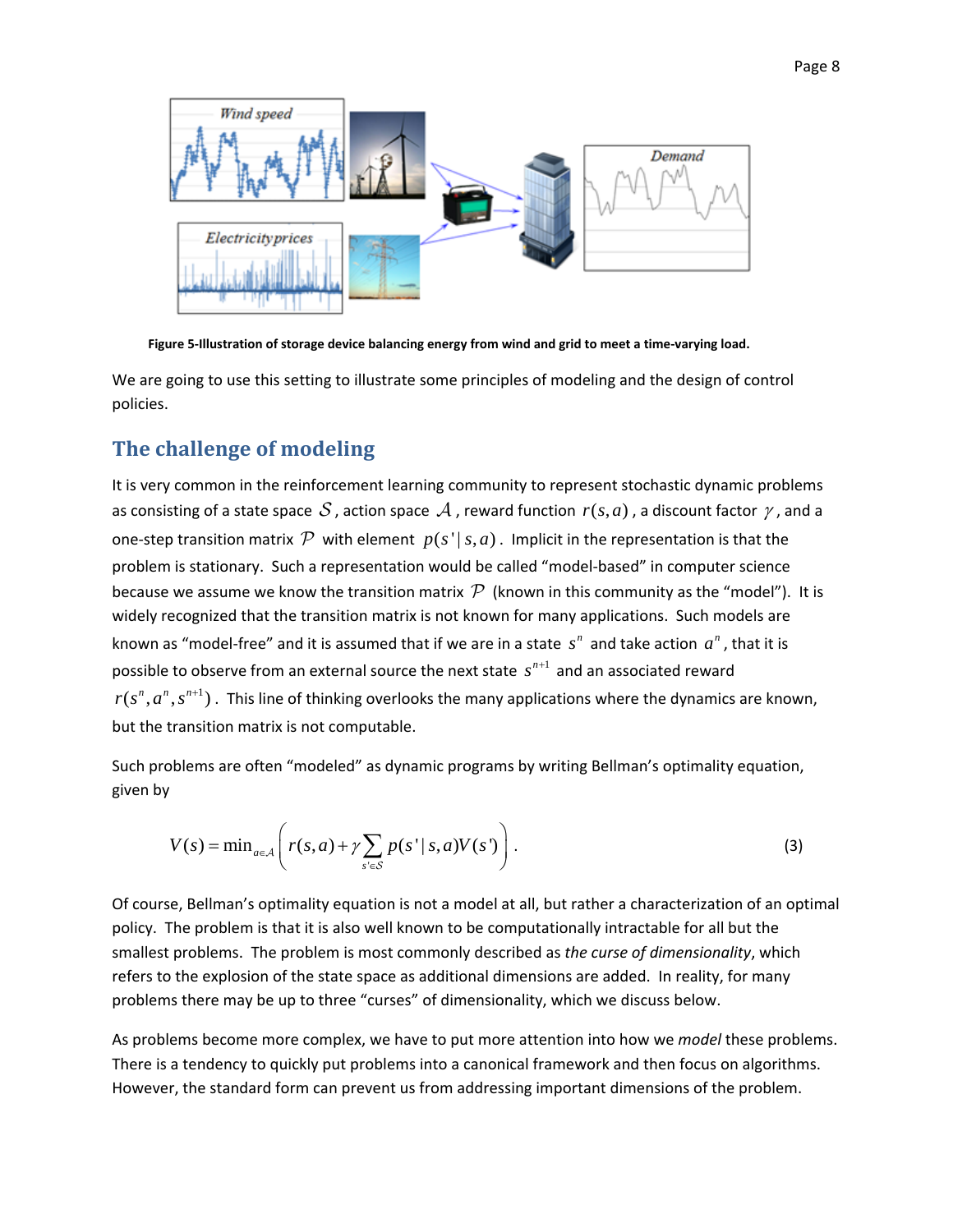Figure 5-Illustration of storage device balancing energy from wind and grid to meet a time-varying load.

We are going to use this setting to illustrate some principles of modeling and the design of control policies.

## The challenge of modeling

It is very common in the reinforcement learning community to represent stochastic dynamic problems as consisting of a state space $\mathcal{S}$, action space $\mathcal{A}$, reward function $r(s,a)$, a discount factor $\gamma$, and a one-step transition matrix $\mathcal{P}$ with element $p(s'|s,a)$. Implicit in the representation is that the problem is stationary. Such a representation would be called "model-based" in computer science because we assume we know the transition matrix $\mathcal{P}$ (known in this community as the "model"). It is widely recognized that the transition matrix is not known for many applications. Such models are known as "model-free" and it is assumed that if we are in a state $s^n$ and take action $a^n$, that it is possible to observe from an external source the next state $s^{n+1}$ and an associated reward $r(s^n, a^n, s^{n+1})$. This line of thinking overlooks the many applications where the dynamics are known, but the transition matrix is not computable.

Such problems are often "modeled" as dynamic programs by writing Bellman's optimality equation, given by

$$V(s) = \min_{a \in \mathcal{A}} \left( r(s,a) + \gamma \sum_{s' \in \mathcal{S}} p(s'|s,a) V(s') \right). \tag{3}$$

Of course, Bellman's optimality equation is not a model at all, but rather a characterization of an optimal policy. The problem is that it is also well known to be computationally intractable for all but the smallest problems. The problem is most commonly described as *the curse of dimensionality*, which refers to the explosion of the state space as additional dimensions are added. In reality, for many problems there may be up to three "curses" of dimensionality, which we discuss below.

As problems become more complex, we have to put more attention into how we *model* these problems. There is a tendency to quickly put problems into a canonical framework and then focus on algorithms. However, the standard form can prevent us from addressing important dimensions of the problem.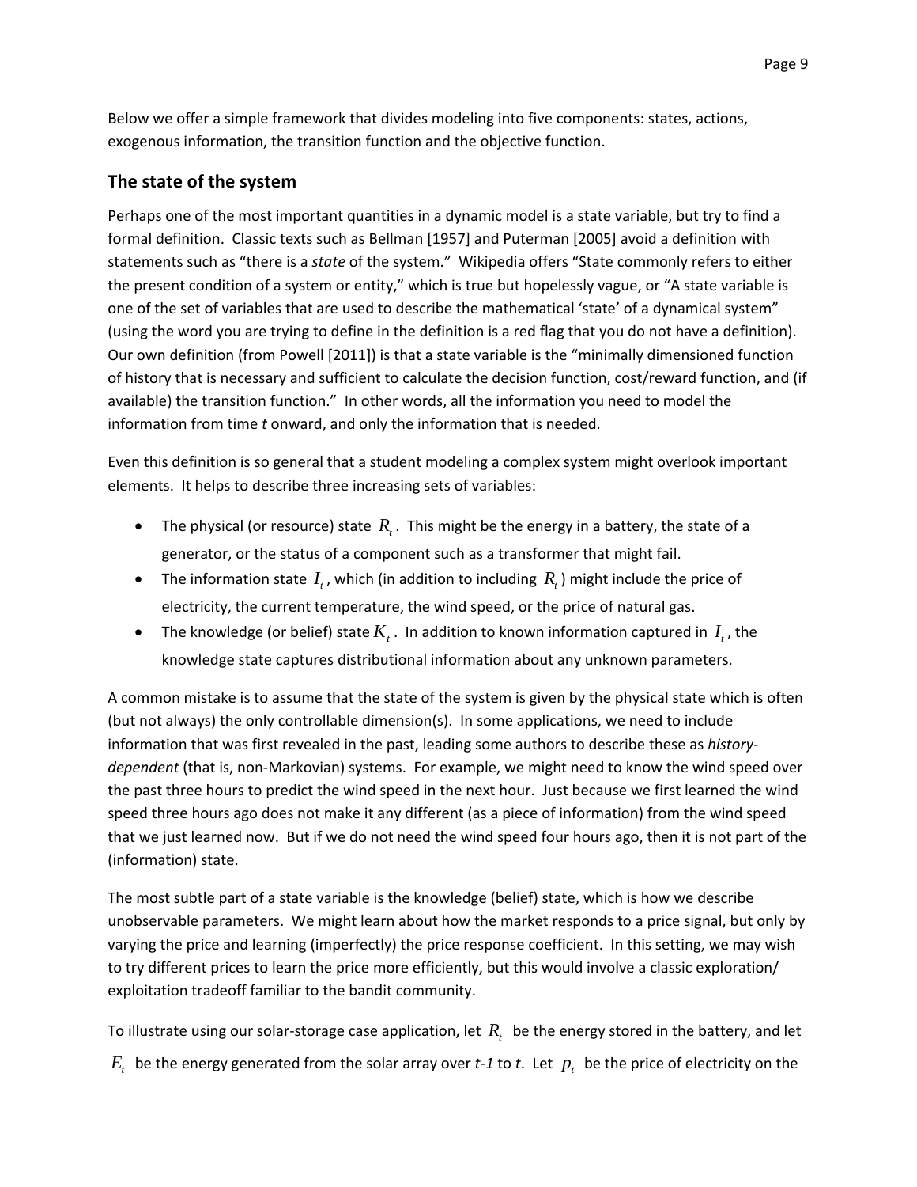Below we offer a simple framework that divides modeling into five components: states, actions, exogenous information, the transition function and the objective function.

## The state of the system

Perhaps one of the most important quantities in a dynamic model is a state variable, but try to find a formal definition. Classic texts such as Bellman [1957] and Puterman [2005] avoid a definition with statements such as "there is a *state* of the system." Wikipedia offers "State commonly refers to either the present condition of a system or entity," which is true but hopelessly vague, or "A state variable is one of the set of variables that are used to describe the mathematical 'state' of a dynamical system" (using the word you are trying to define in the definition is a red flag that you do not have a definition). Our own definition (from Powell [2011]) is that a state variable is the "minimally dimensioned function of history that is necessary and sufficient to calculate the decision function, cost/reward function, and (if available) the transition function." In other words, all the information you need to model the information from time *t* onward, and only the information that is needed.

Even this definition is so general that a student modeling a complex system might overlook important elements. It helps to describe three increasing sets of variables:

- The physical (or resource) state $R_t$. This might be the energy in a battery, the state of a generator, or the status of a component such as a transformer that might fail.
- The information state $I_t$, which (in addition to including $R_t$) might include the price of electricity, the current temperature, the wind speed, or the price of natural gas.
- The knowledge (or belief) state $K_t$. In addition to known information captured in $I_t$, the knowledge state captures distributional information about any unknown parameters.

A common mistake is to assume that the state of the system is given by the physical state which is often (but not always) the only controllable dimension(s). In some applications, we need to include information that was first revealed in the past, leading some authors to describe these as *history-dependent* (that is, non-Markovian) systems. For example, we might need to know the wind speed over the past three hours to predict the wind speed in the next hour. Just because we first learned the wind speed three hours ago does not make it any different (as a piece of information) from the wind speed that we just learned now. But if we do not need the wind speed four hours ago, then it is not part of the (information) state.

The most subtle part of a state variable is the knowledge (belief) state, which is how we describe unobservable parameters. We might learn about how the market responds to a price signal, but only by varying the price and learning (imperfectly) the price response coefficient. In this setting, we may wish to try different prices to learn the price more efficiently, but this would involve a classic exploration/exploitation tradeoff familiar to the bandit community.

To illustrate using our solar-storage case application, let $R_t$ be the energy stored in the battery, and let $E_t$ be the energy generated from the solar array over *t-1* to *t*. Let $p_t$ be the price of electricity on the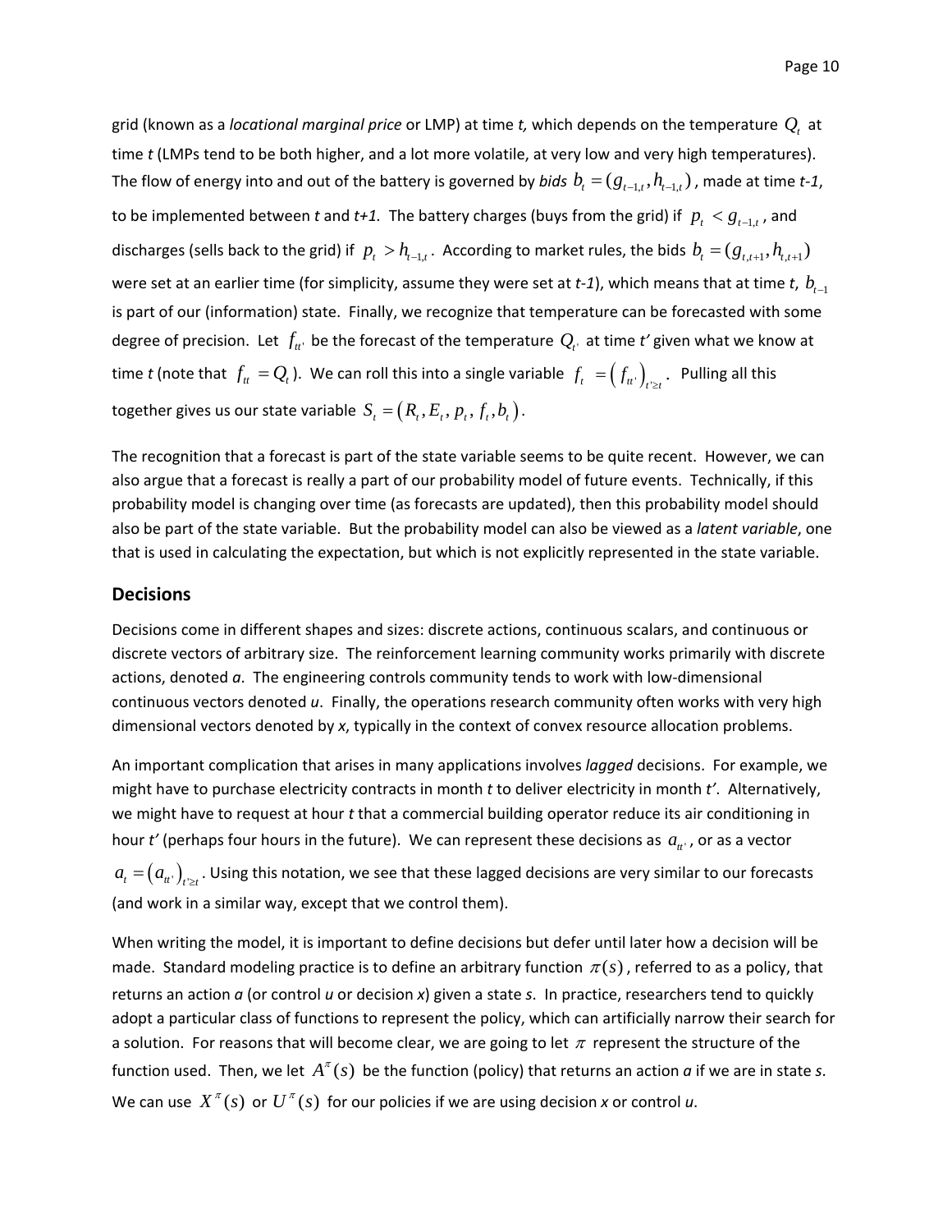grid (known as a *locational marginal price* or LMP) at time *t,* which depends on the temperature $Q_t$ at time *t* (LMPs tend to be both higher, and a lot more volatile, at very low and very high temperatures). The flow of energy into and out of the battery is governed by *bids* $b_t = (g_{t-1,t}, h_{t-1,t})$, made at time *t-1*, to be implemented between *t* and *t+1.* The battery charges (buys from the grid) if $p_t < g_{t-1,t}$, and discharges (sells back to the grid) if $p_t > h_{t-1,t}$. According to market rules, the bids $b_t = (g_{t,t+1}, h_{t,t+1})$ were set at an earlier time (for simplicity, assume they were set at *t-1*), which means that at time *t*, $b_{t-1}$ is part of our (information) state. Finally, we recognize that temperature can be forecasted with some degree of precision. Let $f_{tt'}$ be the forecast of the temperature $Q_{t'}$ at time *t'* given what we know at time *t* (note that $f_{tt} = Q_t$). We can roll this into a single variable $f_t = \left(f_{tt'}\right)_{t' \geq t}$. Pulling all this together gives us our state variable $S_t = \left(R_t, E_t, p_t, f_t, b_t\right)$.

The recognition that a forecast is part of the state variable seems to be quite recent. However, we can also argue that a forecast is really a part of our probability model of future events. Technically, if this probability model is changing over time (as forecasts are updated), then this probability model should also be part of the state variable. But the probability model can also be viewed as a *latent variable*, one that is used in calculating the expectation, but which is not explicitly represented in the state variable.

## Decisions

Decisions come in different shapes and sizes: discrete actions, continuous scalars, and continuous or discrete vectors of arbitrary size. The reinforcement learning community works primarily with discrete actions, denoted *a*. The engineering controls community tends to work with low-dimensional continuous vectors denoted *u*. Finally, the operations research community often works with very high dimensional vectors denoted by *x*, typically in the context of convex resource allocation problems.

An important complication that arises in many applications involves *lagged* decisions. For example, we might have to purchase electricity contracts in month *t* to deliver electricity in month *t'*. Alternatively, we might have to request at hour *t* that a commercial building operator reduce its air conditioning in hour *t'* (perhaps four hours in the future). We can represent these decisions as $a_{tt'}$, or as a vector $a_t = \left(a_{tt'}\right)_{t' \geq t}$. Using this notation, we see that these lagged decisions are very similar to our forecasts (and work in a similar way, except that we control them).

When writing the model, it is important to define decisions but defer until later how a decision will be made. Standard modeling practice is to define an arbitrary function $\pi(s)$, referred to as a policy, that returns an action *a* (or control *u* or decision *x*) given a state *s*. In practice, researchers tend to quickly adopt a particular class of functions to represent the policy, which can artificially narrow their search for a solution. For reasons that will become clear, we are going to let $\pi$ represent the structure of the function used. Then, we let $A^{\pi}(s)$ be the function (policy) that returns an action *a* if we are in state *s*. We can use $X^{\pi}(s)$ or $U^{\pi}(s)$ for our policies if we are using decision *x* or control *u*.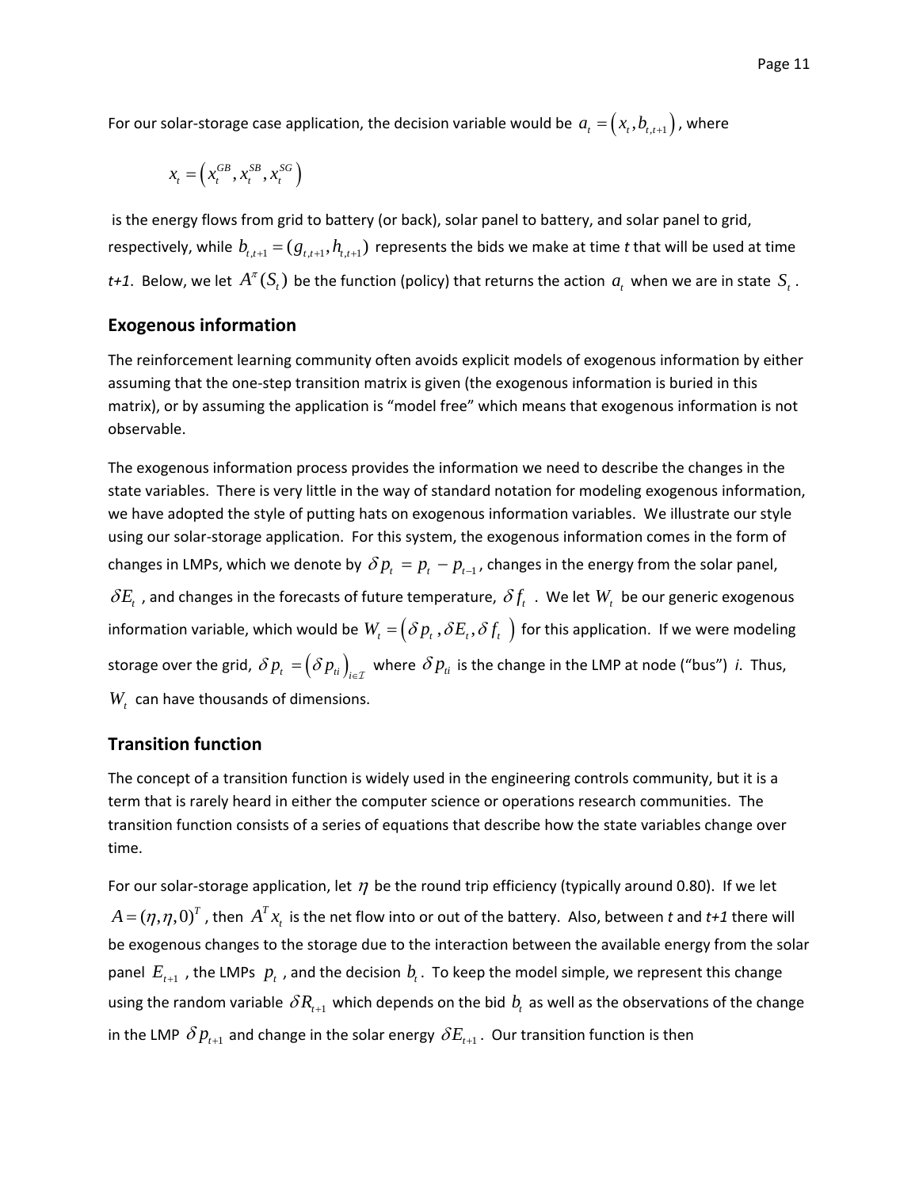For our solar-storage case application, the decision variable would be $a_t = \left(x_t, b_{t,t+1}\right)$, where

$$x_t = \left(x_t^{GB}, x_t^{SB}, x_t^{SG}\right)$$

is the energy flows from grid to battery (or back), solar panel to battery, and solar panel to grid, respectively, while $b_{t,t+1} = (g_{t,t+1}, h_{t,t+1})$ represents the bids we make at time *t* that will be used at time *t+1*. Below, we let $A^\pi(S_t)$ be the function (policy) that returns the action $a_t$ when we are in state $S_t$.

## Exogenous information

The reinforcement learning community often avoids explicit models of exogenous information by either assuming that the one-step transition matrix is given (the exogenous information is buried in this matrix), or by assuming the application is "model free" which means that exogenous information is not observable.

The exogenous information process provides the information we need to describe the changes in the state variables. There is very little in the way of standard notation for modeling exogenous information, we have adopted the style of putting hats on exogenous information variables. We illustrate our style using our solar-storage application. For this system, the exogenous information comes in the form of changes in LMPs, which we denote by $\delta p_t = p_t - p_{t-1}$, changes in the energy from the solar panel, $\delta E_t$, and changes in the forecasts of future temperature, $\delta f_t$. We let $W_t$ be our generic exogenous information variable, which would be $W_t = \left(\delta p_t, \delta E_t, \delta f_t\right)$ for this application. If we were modeling storage over the grid, $\delta p_t = \left(\delta p_{ti}\right)_{i \in \mathcal{I}}$ where $\delta p_{ti}$ is the change in the LMP at node ("bus") *i*. Thus, $W_t$ can have thousands of dimensions.

## Transition function

The concept of a transition function is widely used in the engineering controls community, but it is a term that is rarely heard in either the computer science or operations research communities. The transition function consists of a series of equations that describe how the state variables change over time.

For our solar-storage application, let $\eta$ be the round trip efficiency (typically around 0.80). If we let $A = (\eta, \eta, 0)^T$, then $A^T x_t$ is the net flow into or out of the battery. Also, between *t* and *t+1* there will be exogenous changes to the storage due to the interaction between the available energy from the solar panel $E_{t+1}$, the LMPs $p_t$, and the decision $b_t$. To keep the model simple, we represent this change using the random variable $\delta R_{t+1}$ which depends on the bid $b_t$ as well as the observations of the change in the LMP $\delta p_{t+1}$ and change in the solar energy $\delta E_{t+1}$. Our transition function is then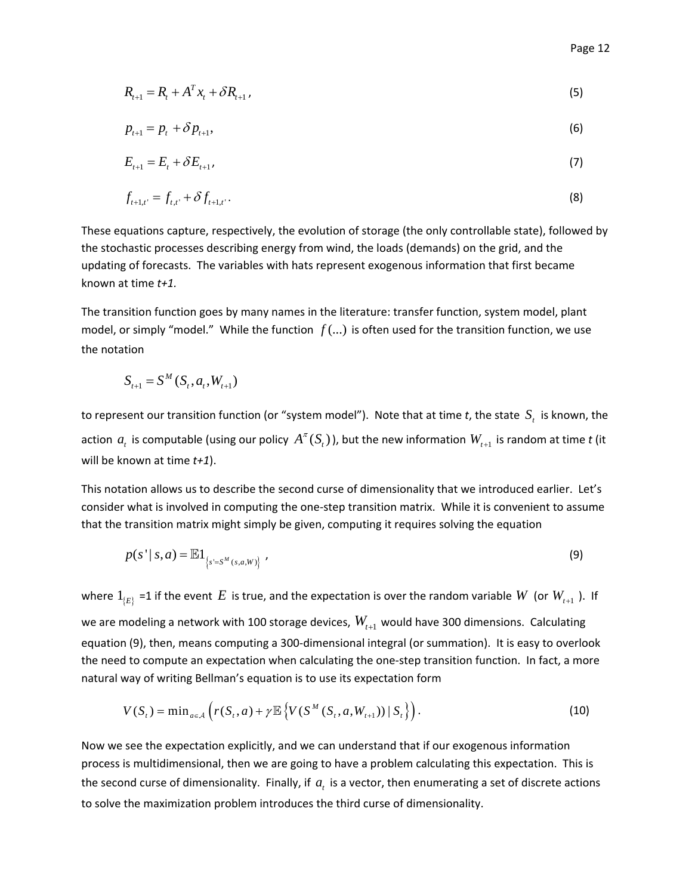$$R_{t+1} = R_t + A^T x_t + \delta R_{t+1}, \tag{5}$$

$$p_{t+1} = p_t + \delta p_{t+1}, \tag{6}$$

$$E_{t+1} = E_t + \delta E_{t+1}, \tag{7}$$

$$f_{t+1,t'} = f_{t,t'} + \delta f_{t+1,t'}. \tag{8}$$

These equations capture, respectively, the evolution of storage (the only controllable state), followed by the stochastic processes describing energy from wind, the loads (demands) on the grid, and the updating of forecasts. The variables with hats represent exogenous information that first became known at time *t+1*.

The transition function goes by many names in the literature: transfer function, system model, plant model, or simply "model." While the function $f(...)$ is often used for the transition function, we use the notation

$$S_{t+1} = S^M(S_t, a_t, W_{t+1})$$

to represent our transition function (or "system model"). Note that at time *t*, the state $S_t$ is known, the action $a_t$ is computable (using our policy $A^\pi(S_t)$), but the new information $W_{t+1}$ is random at time *t* (it will be known at time *t+1*).

This notation allows us to describe the second curse of dimensionality that we introduced earlier. Let's consider what is involved in computing the one-step transition matrix. While it is convenient to assume that the transition matrix might simply be given, computing it requires solving the equation

$$p(s'|s,a) = \mathbb{E}1_{\{s'=S^M(s,a,W)\}}, \tag{9}$$

where $1_{\{E\}}$ =1 if the event $E$ is true, and the expectation is over the random variable $W$ (or $W_{t+1}$). If we are modeling a network with 100 storage devices, $W_{t+1}$ would have 300 dimensions. Calculating equation (9), then, means computing a 300-dimensional integral (or summation). It is easy to overlook the need to compute an expectation when calculating the one-step transition function. In fact, a more natural way of writing Bellman's equation is to use its expectation form

$$V(S_t) = \min_{a \in \mathcal{A}} \left( r(S_t, a) + \gamma \mathbb{E}\left\{ V(S^M(S_t, a, W_{t+1})) \mid S_t \right\} \right). \tag{10}$$

Now we see the expectation explicitly, and we can understand that if our exogenous information process is multidimensional, then we are going to have a problem calculating this expectation. This is the second curse of dimensionality. Finally, if $a_t$ is a vector, then enumerating a set of discrete actions to solve the maximization problem introduces the third curse of dimensionality.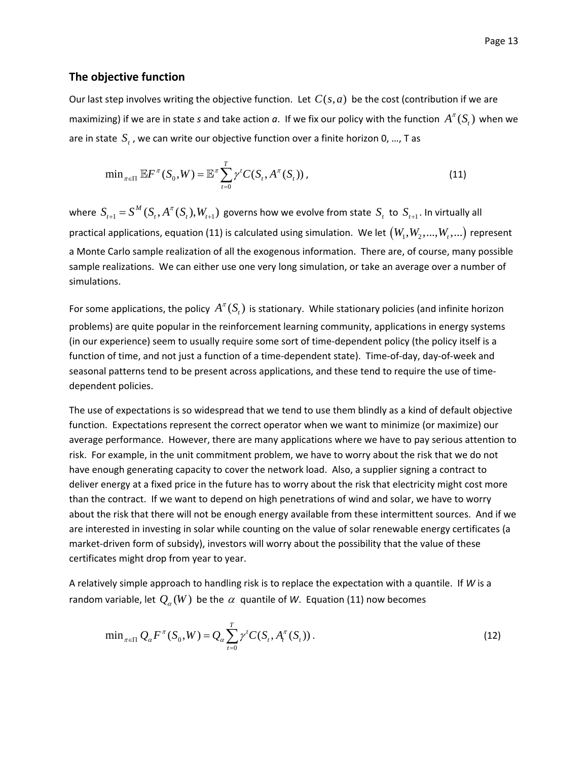## The objective function

Our last step involves writing the objective function. Let $C(s,a)$ be the cost (contribution if we are maximizing) if we are in state *s* and take action *a*. If we fix our policy with the function $A^\pi(S_t)$ when we are in state $S_t$, we can write our objective function over a finite horizon 0, …, T as

$$\min_{\pi\in\Pi} \mathbb{E}F^\pi(S_0,W) = \mathbb{E}^\pi \sum_{t=0}^{T} \gamma^t C(S_t, A^\pi(S_t)), \tag{11}$$

where $S_{t+1} = S^M(S_t, A^\pi(S_t), W_{t+1})$ governs how we evolve from state $S_t$ to $S_{t+1}$. In virtually all practical applications, equation (11) is calculated using simulation. We let $(W_1, W_2, ..., W_t, ...)$ represent a Monte Carlo sample realization of all the exogenous information. There are, of course, many possible sample realizations. We can either use one very long simulation, or take an average over a number of simulations.

For some applications, the policy $A^\pi(S_t)$ is stationary. While stationary policies (and infinite horizon problems) are quite popular in the reinforcement learning community, applications in energy systems (in our experience) seem to usually require some sort of time-dependent policy (the policy itself is a function of time, and not just a function of a time-dependent state). Time-of-day, day-of-week and seasonal patterns tend to be present across applications, and these tend to require the use of time-dependent policies.

The use of expectations is so widespread that we tend to use them blindly as a kind of default objective function. Expectations represent the correct operator when we want to minimize (or maximize) our average performance. However, there are many applications where we have to pay serious attention to risk. For example, in the unit commitment problem, we have to worry about the risk that we do not have enough generating capacity to cover the network load. Also, a supplier signing a contract to deliver energy at a fixed price in the future has to worry about the risk that electricity might cost more than the contract. If we want to depend on high penetrations of wind and solar, we have to worry about the risk that there will not be enough energy available from these intermittent sources. And if we are interested in investing in solar while counting on the value of solar renewable energy certificates (a market-driven form of subsidy), investors will worry about the possibility that the value of these certificates might drop from year to year.

A relatively simple approach to handling risk is to replace the expectation with a quantile. If *W* is a random variable, let $Q_\alpha(W)$ be the $\alpha$ quantile of *W*. Equation (11) now becomes

$$\min_{\pi\in\Pi} Q_\alpha F^\pi(S_0,W) = Q_\alpha \sum_{t=0}^{T} \gamma^t C(S_t, A_t^\pi(S_t)). \tag{12}$$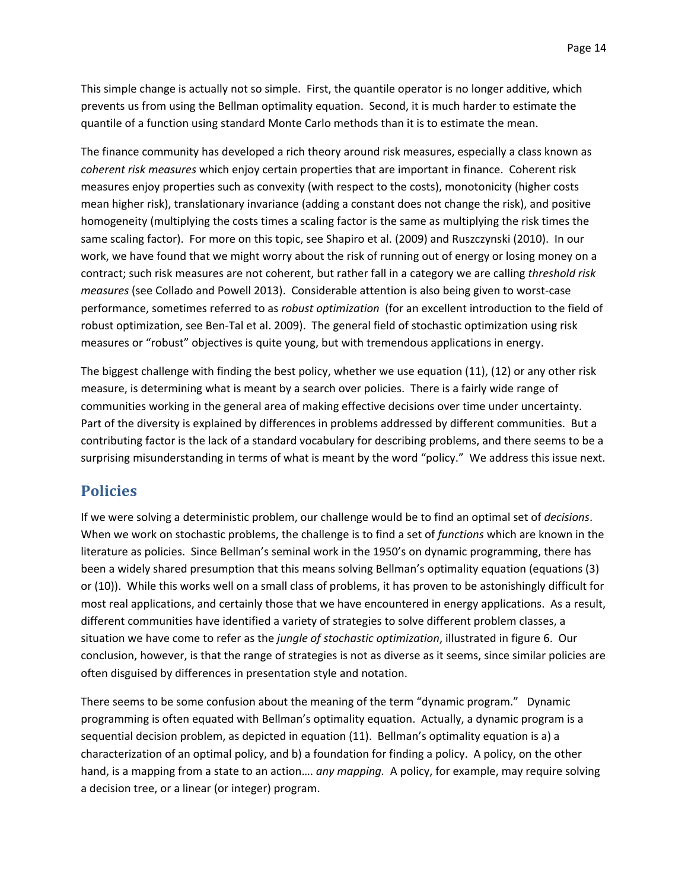This simple change is actually not so simple. First, the quantile operator is no longer additive, which prevents us from using the Bellman optimality equation. Second, it is much harder to estimate the quantile of a function using standard Monte Carlo methods than it is to estimate the mean.

The finance community has developed a rich theory around risk measures, especially a class known as *coherent risk measures* which enjoy certain properties that are important in finance. Coherent risk measures enjoy properties such as convexity (with respect to the costs), monotonicity (higher costs mean higher risk), translationary invariance (adding a constant does not change the risk), and positive homogeneity (multiplying the costs times a scaling factor is the same as multiplying the risk times the same scaling factor). For more on this topic, see Shapiro et al. (2009) and Ruszczynski (2010). In our work, we have found that we might worry about the risk of running out of energy or losing money on a contract; such risk measures are not coherent, but rather fall in a category we are calling *threshold risk measures* (see Collado and Powell 2013). Considerable attention is also being given to worst-case performance, sometimes referred to as *robust optimization* (for an excellent introduction to the field of robust optimization, see Ben-Tal et al. 2009). The general field of stochastic optimization using risk measures or "robust" objectives is quite young, but with tremendous applications in energy.

The biggest challenge with finding the best policy, whether we use equation (11), (12) or any other risk measure, is determining what is meant by a search over policies. There is a fairly wide range of communities working in the general area of making effective decisions over time under uncertainty. Part of the diversity is explained by differences in problems addressed by different communities. But a contributing factor is the lack of a standard vocabulary for describing problems, and there seems to be a surprising misunderstanding in terms of what is meant by the word "policy." We address this issue next.

## Policies

If we were solving a deterministic problem, our challenge would be to find an optimal set of *decisions*. When we work on stochastic problems, the challenge is to find a set of *functions* which are known in the literature as policies. Since Bellman's seminal work in the 1950's on dynamic programming, there has been a widely shared presumption that this means solving Bellman's optimality equation (equations (3) or (10)). While this works well on a small class of problems, it has proven to be astonishingly difficult for most real applications, and certainly those that we have encountered in energy applications. As a result, different communities have identified a variety of strategies to solve different problem classes, a situation we have come to refer as the *jungle of stochastic optimization*, illustrated in figure 6. Our conclusion, however, is that the range of strategies is not as diverse as it seems, since similar policies are often disguised by differences in presentation style and notation.

There seems to be some confusion about the meaning of the term "dynamic program." Dynamic programming is often equated with Bellman's optimality equation. Actually, a dynamic program is a sequential decision problem, as depicted in equation (11). Bellman's optimality equation is a) a characterization of an optimal policy, and b) a foundation for finding a policy. A policy, on the other hand, is a mapping from a state to an action…. *any mapping*. A policy, for example, may require solving a decision tree, or a linear (or integer) program.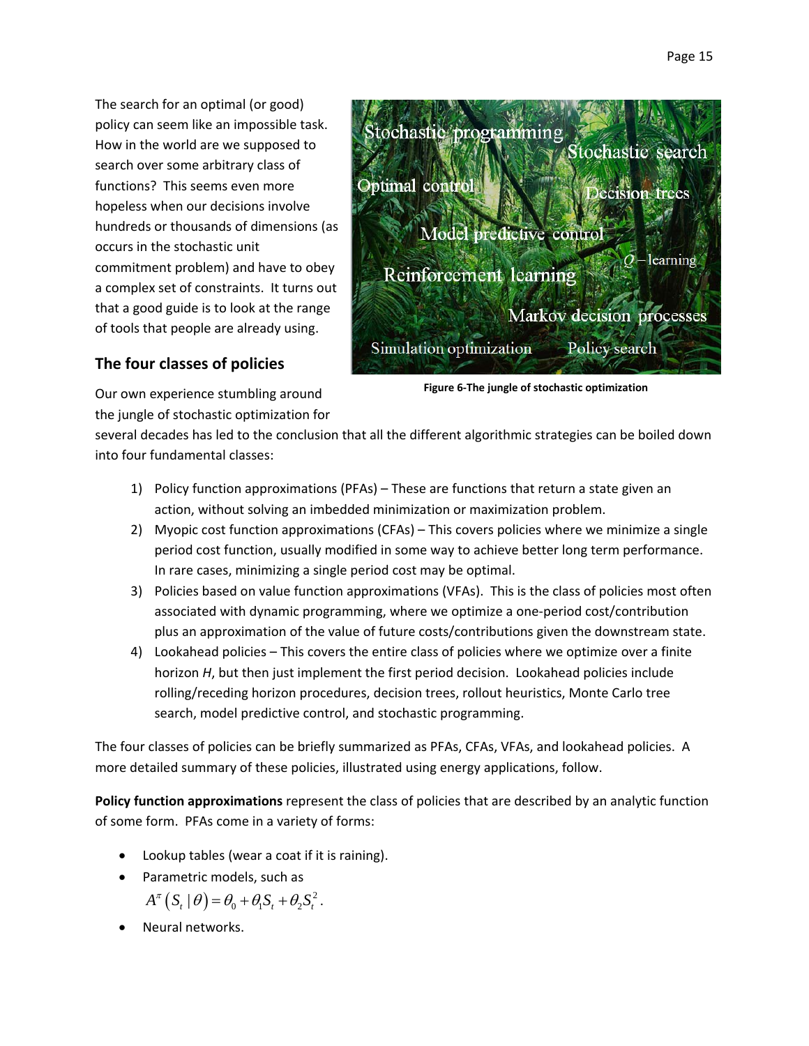The search for an optimal (or good) policy can seem like an impossible task. How in the world are we supposed to search over some arbitrary class of functions? This seems even more hopeless when our decisions involve hundreds or thousands of dimensions (as occurs in the stochastic unit commitment problem) and have to obey a complex set of constraints. It turns out that a good guide is to look at the range of tools that people are already using.

**Figure 6-The jungle of stochastic optimization**

## The four classes of policies

Our own experience stumbling around the jungle of stochastic optimization for several decades has led to the conclusion that all the different algorithmic strategies can be boiled down into four fundamental classes:

1) Policy function approximations (PFAs) – These are functions that return a state given an action, without solving an imbedded minimization or maximization problem.
2) Myopic cost function approximations (CFAs) – This covers policies where we minimize a single period cost function, usually modified in some way to achieve better long term performance. In rare cases, minimizing a single period cost may be optimal.
3) Policies based on value function approximations (VFAs). This is the class of policies most often associated with dynamic programming, where we optimize a one-period cost/contribution plus an approximation of the value of future costs/contributions given the downstream state.
4) Lookahead policies – This covers the entire class of policies where we optimize over a finite horizon *H*, but then just implement the first period decision. Lookahead policies include rolling/receding horizon procedures, decision trees, rollout heuristics, Monte Carlo tree search, model predictive control, and stochastic programming.

The four classes of policies can be briefly summarized as PFAs, CFAs, VFAs, and lookahead policies. A more detailed summary of these policies, illustrated using energy applications, follow.

**Policy function approximations** represent the class of policies that are described by an analytic function of some form. PFAs come in a variety of forms:

- Lookup tables (wear a coat if it is raining).
- Parametric models, such as $A^{\pi}(S_t \mid \theta) = \theta_0 + \theta_1 S_t + \theta_2 S_t^2$.
- Neural networks.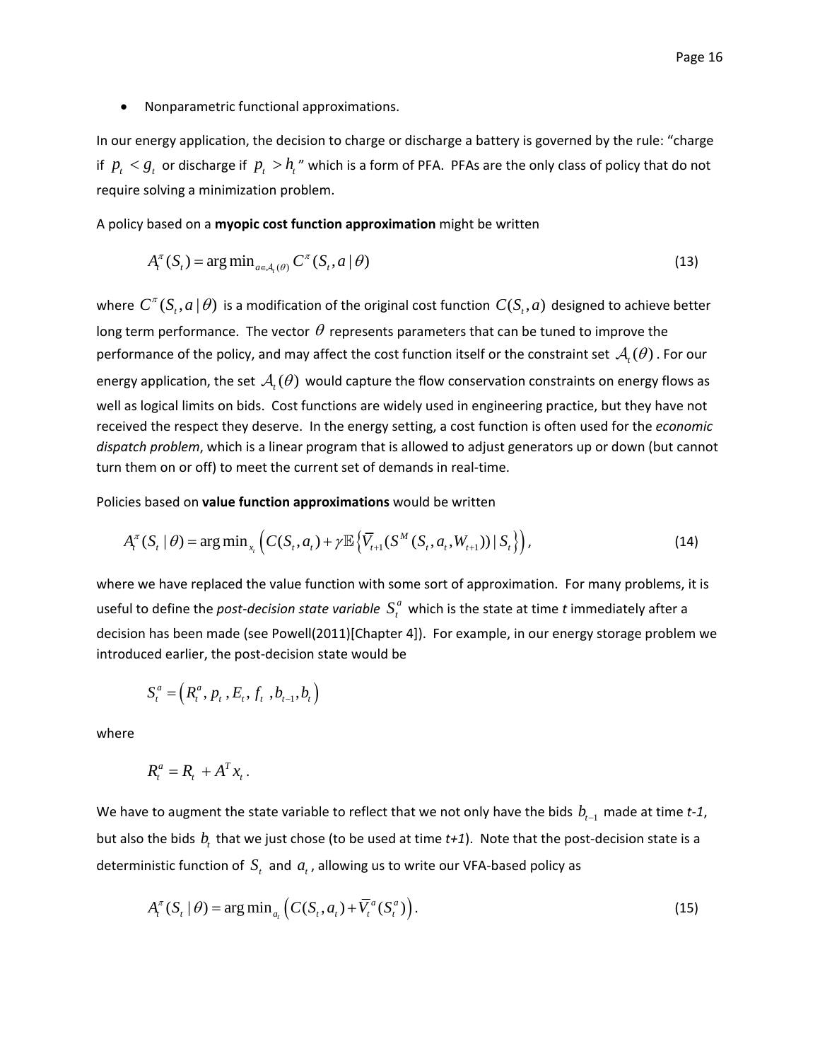- Nonparametric functional approximations.

In our energy application, the decision to charge or discharge a battery is governed by the rule: "charge if $p_t < g_t$ or discharge if $p_t > h_t$" which is a form of PFA. PFAs are the only class of policy that do not require solving a minimization problem.

A policy based on a **myopic cost function approximation** might be written

$$A_t^\pi(S_t) = \arg\min_{a \in \mathcal{A}_t(\theta)} C^\pi(S_t, a \,|\, \theta) \tag{13}$$

where $C^\pi(S_t, a \,|\, \theta)$ is a modification of the original cost function $C(S_t, a)$ designed to achieve better long term performance. The vector $\theta$ represents parameters that can be tuned to improve the performance of the policy, and may affect the cost function itself or the constraint set $\mathcal{A}_t(\theta)$. For our energy application, the set $\mathcal{A}_t(\theta)$ would capture the flow conservation constraints on energy flows as well as logical limits on bids. Cost functions are widely used in engineering practice, but they have not received the respect they deserve. In the energy setting, a cost function is often used for the *economic dispatch problem*, which is a linear program that is allowed to adjust generators up or down (but cannot turn them on or off) to meet the current set of demands in real-time.

Policies based on **value function approximations** would be written

$$A_t^\pi(S_t \,|\, \theta) = \arg\min_{x_t} \left( C(S_t, a_t) + \gamma \mathbb{E}\left\{ \overline{V}_{t+1}(S^M(S_t, a_t, W_{t+1})) \,|\, S_t \right\} \right), \tag{14}$$

where we have replaced the value function with some sort of approximation. For many problems, it is useful to define the *post-decision state variable* $S_t^a$ which is the state at time *t* immediately after a decision has been made (see Powell(2011)[Chapter 4]). For example, in our energy storage problem we introduced earlier, the post-decision state would be

$$S_t^a = \left( R_t^a, p_t, E_t, f_t, b_{t-1}, b_t \right)$$

where

$$R_t^a = R_t + A^T x_t.$$

We have to augment the state variable to reflect that we not only have the bids $b_{t-1}$ made at time *t-1*, but also the bids $b_t$ that we just chose (to be used at time *t+1*). Note that the post-decision state is a deterministic function of $S_t$ and $a_t$, allowing us to write our VFA-based policy as

$$A_t^\pi(S_t \,|\, \theta) = \arg\min_{a_t} \left( C(S_t, a_t) + \overline{V}_t^a(S_t^a) \right). \tag{15}$$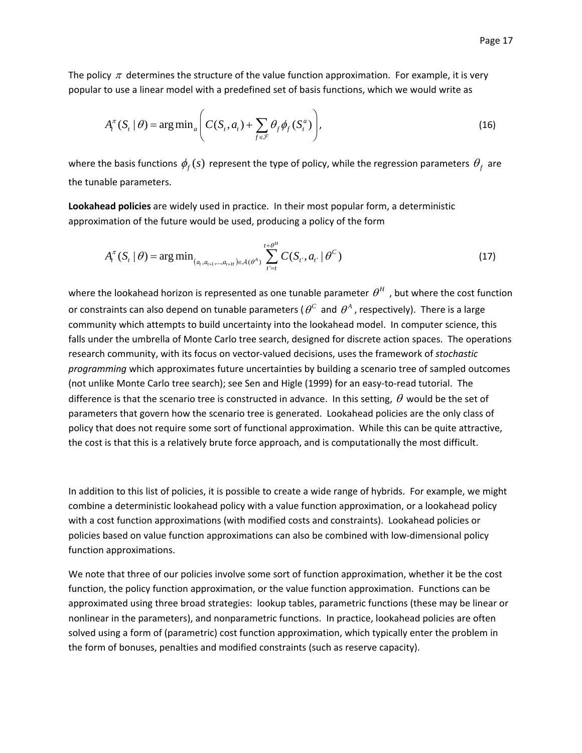The policy $\pi$ determines the structure of the value function approximation. For example, it is very popular to use a linear model with a predefined set of basis functions, which we would write as

$$A_t^\pi(S_t \mid \theta) = \arg\min_a \left( C(S_t, a_t) + \sum_{f \in \mathcal{F}} \theta_f \phi_f(S_t^a) \right), \tag{16}$$

where the basis functions $\phi_f(s)$ represent the type of policy, while the regression parameters $\theta_f$ are the tunable parameters.

**Lookahead policies** are widely used in practice. In their most popular form, a deterministic approximation of the future would be used, producing a policy of the form

$$A_t^\pi(S_t \mid \theta) = \arg\min_{(a_t, a_{t+1}, \ldots, a_{t+H}) \in \mathcal{A}(\theta^A)} \sum_{t'=t}^{t+\theta^H} C(S_{t'}, a_{t'} \mid \theta^C) \tag{17}$$

where the lookahead horizon is represented as one tunable parameter $\theta^H$, but where the cost function or constraints can also depend on tunable parameters ($\theta^C$ and $\theta^A$, respectively). There is a large community which attempts to build uncertainty into the lookahead model. In computer science, this falls under the umbrella of Monte Carlo tree search, designed for discrete action spaces. The operations research community, with its focus on vector-valued decisions, uses the framework of *stochastic programming* which approximates future uncertainties by building a scenario tree of sampled outcomes (not unlike Monte Carlo tree search); see Sen and Higle (1999) for an easy-to-read tutorial. The difference is that the scenario tree is constructed in advance. In this setting, $\theta$ would be the set of parameters that govern how the scenario tree is generated. Lookahead policies are the only class of policy that does not require some sort of functional approximation. While this can be quite attractive, the cost is that this is a relatively brute force approach, and is computationally the most difficult.

In addition to this list of policies, it is possible to create a wide range of hybrids. For example, we might combine a deterministic lookahead policy with a value function approximation, or a lookahead policy with a cost function approximations (with modified costs and constraints). Lookahead policies or policies based on value function approximations can also be combined with low-dimensional policy function approximations.

We note that three of our policies involve some sort of function approximation, whether it be the cost function, the policy function approximation, or the value function approximation. Functions can be approximated using three broad strategies: lookup tables, parametric functions (these may be linear or nonlinear in the parameters), and nonparametric functions. In practice, lookahead policies are often solved using a form of (parametric) cost function approximation, which typically enter the problem in the form of bonuses, penalties and modified constraints (such as reserve capacity).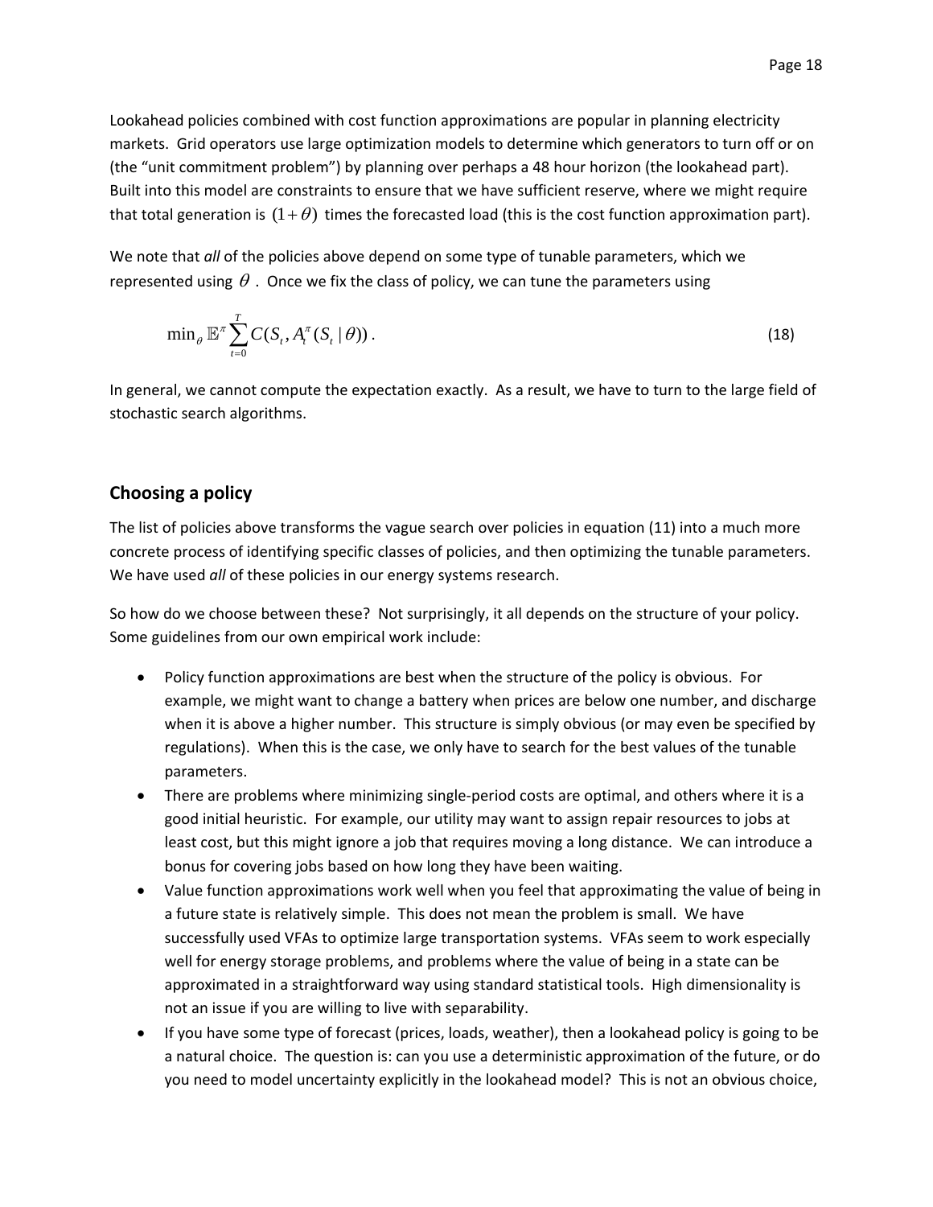Lookahead policies combined with cost function approximations are popular in planning electricity markets. Grid operators use large optimization models to determine which generators to turn off or on (the "unit commitment problem") by planning over perhaps a 48 hour horizon (the lookahead part). Built into this model are constraints to ensure that we have sufficient reserve, where we might require that total generation is $(1+\theta)$ times the forecasted load (this is the cost function approximation part).

We note that *all* of the policies above depend on some type of tunable parameters, which we represented using $\theta$. Once we fix the class of policy, we can tune the parameters using

$$\min_{\theta} \mathbb{E}^{\pi} \sum_{t=0}^{T} C(S_t, A_t^{\pi}(S_t \mid \theta)). \tag{18}$$

In general, we cannot compute the expectation exactly. As a result, we have to turn to the large field of stochastic search algorithms.

## Choosing a policy

The list of policies above transforms the vague search over policies in equation (11) into a much more concrete process of identifying specific classes of policies, and then optimizing the tunable parameters. We have used *all* of these policies in our energy systems research.

So how do we choose between these? Not surprisingly, it all depends on the structure of your policy. Some guidelines from our own empirical work include:

- Policy function approximations are best when the structure of the policy is obvious. For example, we might want to change a battery when prices are below one number, and discharge when it is above a higher number. This structure is simply obvious (or may even be specified by regulations). When this is the case, we only have to search for the best values of the tunable parameters.
- There are problems where minimizing single-period costs are optimal, and others where it is a good initial heuristic. For example, our utility may want to assign repair resources to jobs at least cost, but this might ignore a job that requires moving a long distance. We can introduce a bonus for covering jobs based on how long they have been waiting.
- Value function approximations work well when you feel that approximating the value of being in a future state is relatively simple. This does not mean the problem is small. We have successfully used VFAs to optimize large transportation systems. VFAs seem to work especially well for energy storage problems, and problems where the value of being in a state can be approximated in a straightforward way using standard statistical tools. High dimensionality is not an issue if you are willing to live with separability.
- If you have some type of forecast (prices, loads, weather), then a lookahead policy is going to be a natural choice. The question is: can you use a deterministic approximation of the future, or do you need to model uncertainty explicitly in the lookahead model? This is not an obvious choice,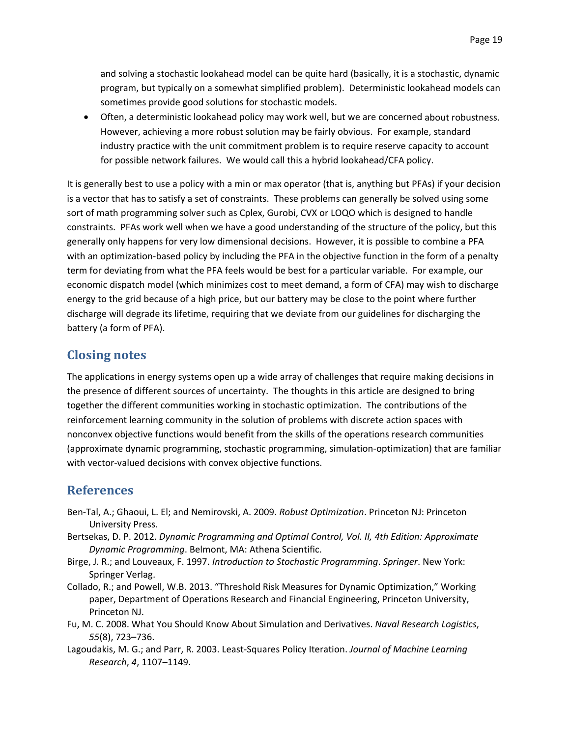and solving a stochastic lookahead model can be quite hard (basically, it is a stochastic, dynamic program, but typically on a somewhat simplified problem). Deterministic lookahead models can sometimes provide good solutions for stochastic models.

- Often, a deterministic lookahead policy may work well, but we are concerned about robustness. However, achieving a more robust solution may be fairly obvious. For example, standard industry practice with the unit commitment problem is to require reserve capacity to account for possible network failures. We would call this a hybrid lookahead/CFA policy.

It is generally best to use a policy with a min or max operator (that is, anything but PFAs) if your decision is a vector that has to satisfy a set of constraints. These problems can generally be solved using some sort of math programming solver such as Cplex, Gurobi, CVX or LOQO which is designed to handle constraints. PFAs work well when we have a good understanding of the structure of the policy, but this generally only happens for very low dimensional decisions. However, it is possible to combine a PFA with an optimization-based policy by including the PFA in the objective function in the form of a penalty term for deviating from what the PFA feels would be best for a particular variable. For example, our economic dispatch model (which minimizes cost to meet demand, a form of CFA) may wish to discharge energy to the grid because of a high price, but our battery may be close to the point where further discharge will degrade its lifetime, requiring that we deviate from our guidelines for discharging the battery (a form of PFA).

## Closing notes

The applications in energy systems open up a wide array of challenges that require making decisions in the presence of different sources of uncertainty. The thoughts in this article are designed to bring together the different communities working in stochastic optimization. The contributions of the reinforcement learning community in the solution of problems with discrete action spaces with nonconvex objective functions would benefit from the skills of the operations research communities (approximate dynamic programming, stochastic programming, simulation-optimization) that are familiar with vector-valued decisions with convex objective functions.

## References

Ben-Tal, A.; Ghaoui, L. El; and Nemirovski, A. 2009. *Robust Optimization*. Princeton NJ: Princeton University Press.

Bertsekas, D. P. 2012. *Dynamic Programming and Optimal Control, Vol. II, 4th Edition: Approximate Dynamic Programming*. Belmont, MA: Athena Scientific.

Birge, J. R.; and Louveaux, F. 1997. *Introduction to Stochastic Programming*. *Springer*. New York: Springer Verlag.

Collado, R.; and Powell, W.B. 2013. "Threshold Risk Measures for Dynamic Optimization," Working paper, Department of Operations Research and Financial Engineering, Princeton University, Princeton NJ.

Fu, M. C. 2008. What You Should Know About Simulation and Derivatives. *Naval Research Logistics*, *55*(8), 723–736.

Lagoudakis, M. G.; and Parr, R. 2003. Least-Squares Policy Iteration. *Journal of Machine Learning Research*, *4*, 1107–1149.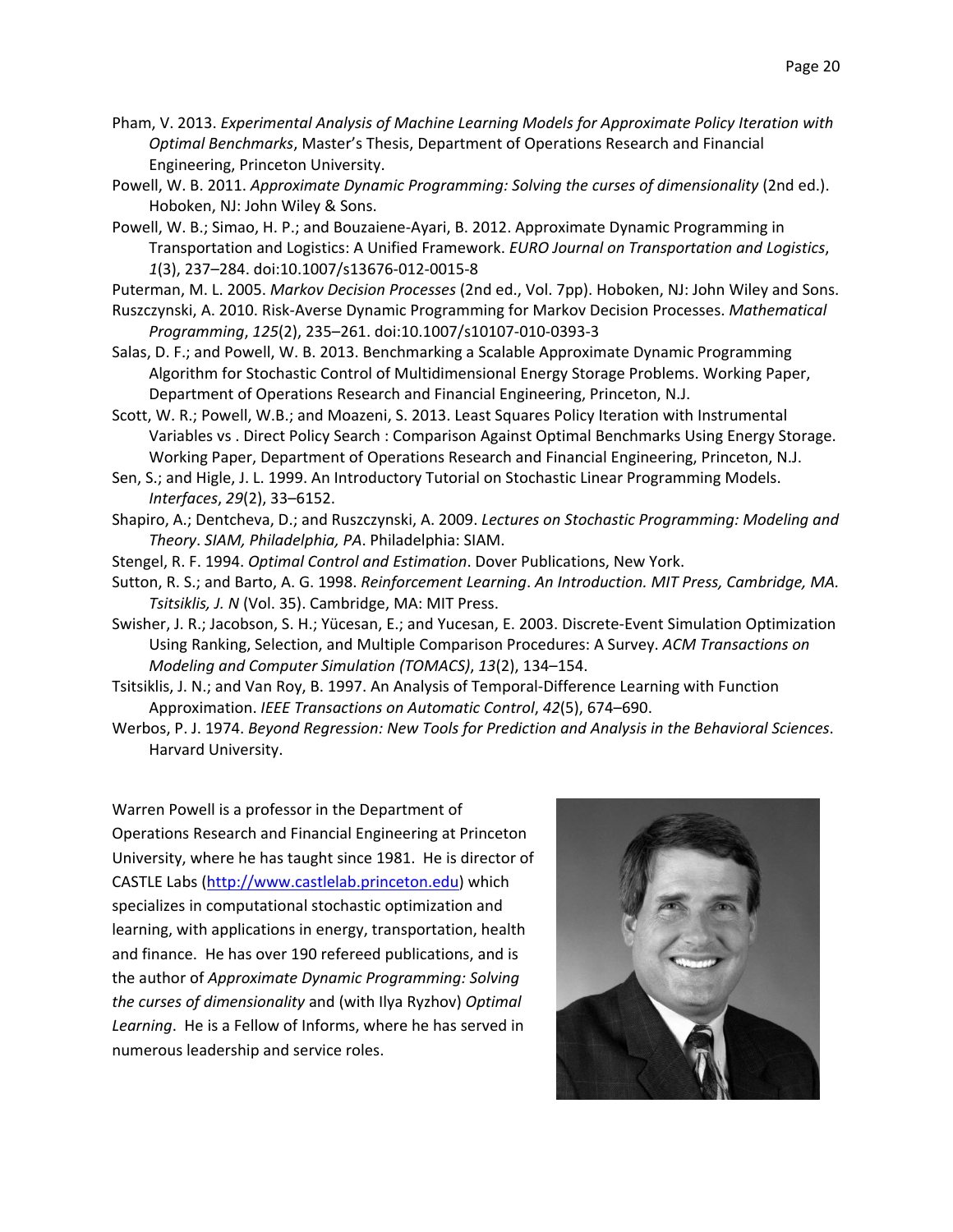Pham, V. 2013. *Experimental Analysis of Machine Learning Models for Approximate Policy Iteration with Optimal Benchmarks*, Master's Thesis, Department of Operations Research and Financial Engineering, Princeton University.

Powell, W. B. 2011. *Approximate Dynamic Programming: Solving the curses of dimensionality* (2nd ed.). Hoboken, NJ: John Wiley & Sons.

Powell, W. B.; Simao, H. P.; and Bouzaiene-Ayari, B. 2012. Approximate Dynamic Programming in Transportation and Logistics: A Unified Framework. *EURO Journal on Transportation and Logistics*, *1*(3), 237–284. doi:10.1007/s13676-012-0015-8

Puterman, M. L. 2005. *Markov Decision Processes* (2nd ed., Vol. 7pp). Hoboken, NJ: John Wiley and Sons.

Ruszczynski, A. 2010. Risk-Averse Dynamic Programming for Markov Decision Processes. *Mathematical Programming*, *125*(2), 235–261. doi:10.1007/s10107-010-0393-3

Salas, D. F.; and Powell, W. B. 2013. Benchmarking a Scalable Approximate Dynamic Programming Algorithm for Stochastic Control of Multidimensional Energy Storage Problems. Working Paper, Department of Operations Research and Financial Engineering, Princeton, N.J.

Scott, W. R.; Powell, W.B.; and Moazeni, S. 2013. Least Squares Policy Iteration with Instrumental Variables vs . Direct Policy Search : Comparison Against Optimal Benchmarks Using Energy Storage. Working Paper, Department of Operations Research and Financial Engineering, Princeton, N.J.

Sen, S.; and Higle, J. L. 1999. An Introductory Tutorial on Stochastic Linear Programming Models. *Interfaces*, *29*(2), 33–6152.

Shapiro, A.; Dentcheva, D.; and Ruszczynski, A. 2009. *Lectures on Stochastic Programming: Modeling and Theory*. *SIAM, Philadelphia, PA*. Philadelphia: SIAM.

Stengel, R. F. 1994. *Optimal Control and Estimation*. Dover Publications, New York.

Sutton, R. S.; and Barto, A. G. 1998. *Reinforcement Learning*. *An Introduction. MIT Press, Cambridge, MA. Tsitsiklis, J. N* (Vol. 35). Cambridge, MA: MIT Press.

Swisher, J. R.; Jacobson, S. H.; Yücesan, E.; and Yucesan, E. 2003. Discrete-Event Simulation Optimization Using Ranking, Selection, and Multiple Comparison Procedures: A Survey. *ACM Transactions on Modeling and Computer Simulation (TOMACS)*, *13*(2), 134–154.

Tsitsiklis, J. N.; and Van Roy, B. 1997. An Analysis of Temporal-Difference Learning with Function Approximation. *IEEE Transactions on Automatic Control*, *42*(5), 674–690.

Werbos, P. J. 1974. *Beyond Regression: New Tools for Prediction and Analysis in the Behavioral Sciences*. Harvard University.

Warren Powell is a professor in the Department of Operations Research and Financial Engineering at Princeton University, where he has taught since 1981. He is director of CASTLE Labs (http://www.castlelab.princeton.edu) which specializes in computational stochastic optimization and learning, with applications in energy, transportation, health and finance. He has over 190 refereed publications, and is the author of *Approximate Dynamic Programming: Solving the curses of dimensionality* and (with Ilya Ryzhov) *Optimal Learning*. He is a Fellow of Informs, where he has served in numerous leadership and service roles.